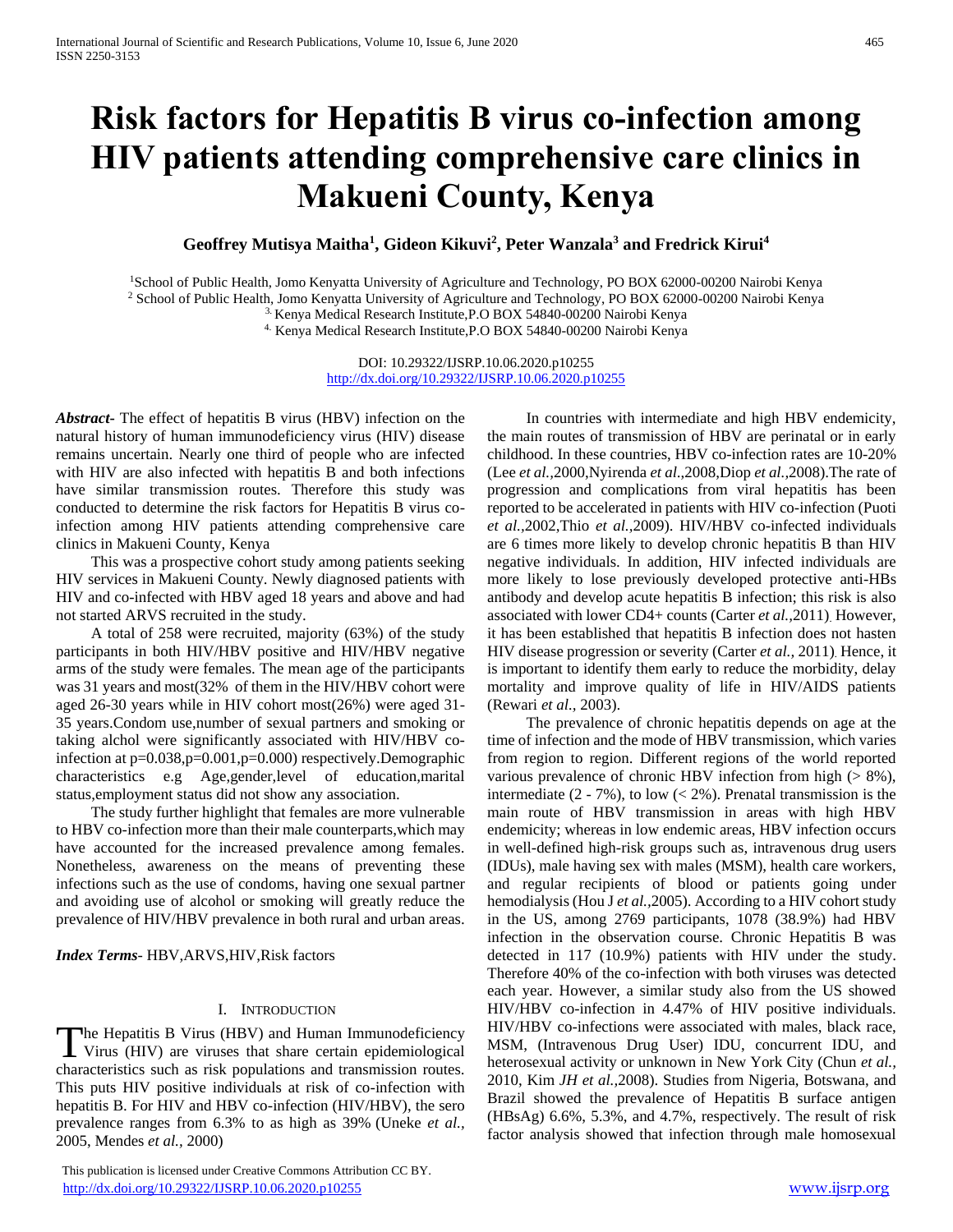# Risk factors for Hepatitis B virus co-infection among HIV patients attending comprehensive care clinics in Makueni County, Kenya

**Geoffrey Mutisya Maitha[1], Gideon Kikuvi[2], Peter Wanzala[3] and Fredrick Kirui[4]**

[1]School of Public Health, Jomo Kenyatta University of Agriculture and Technology, PO BOX 62000-00200 Nairobi Kenya
[2] School of Public Health, Jomo Kenyatta University of Agriculture and Technology, PO BOX 62000-00200 Nairobi Kenya
[3.] Kenya Medical Research Institute,P.O BOX 54840-00200 Nairobi Kenya
[4.] Kenya Medical Research Institute,P.O BOX 54840-00200 Nairobi Kenya

DOI: 10.29322/IJSRP.10.06.2020.p10255
http://dx.doi.org/10.29322/IJSRP.10.06.2020.p10255

***Abstract***- The effect of hepatitis B virus (HBV) infection on the natural history of human immunodeficiency virus (HIV) disease remains uncertain. Nearly one third of people who are infected with HIV are also infected with hepatitis B and both infections have similar transmission routes. Therefore this study was conducted to determine the risk factors for Hepatitis B virus co-infection among HIV patients attending comprehensive care clinics in Makueni County, Kenya

This was a prospective cohort study among patients seeking HIV services in Makueni County. Newly diagnosed patients with HIV and co-infected with HBV aged 18 years and above and had not started ARVS recruited in the study.

A total of 258 were recruited, majority (63%) of the study participants in both HIV/HBV positive and HIV/HBV negative arms of the study were females. The mean age of the participants was 31 years and most(32% of them in the HIV/HBV cohort were aged 26-30 years while in HIV cohort most(26%) were aged 31-35 years.Condom use,number of sexual partners and smoking or taking alchol were significantly associated with HIV/HBV co-infection at p=0.038,p=0.001,p=0.000) respectively.Demographic characteristics e.g Age,gender,level of education,marital status,employment status did not show any association.

The study further highlight that females are more vulnerable to HBV co-infection more than their male counterparts,which may have accounted for the increased prevalence among females. Nonetheless, awareness on the means of preventing these infections such as the use of condoms, having one sexual partner and avoiding use of alcohol or smoking will greatly reduce the prevalence of HIV/HBV prevalence in both rural and urban areas.

***Index Terms***- HBV,ARVS,HIV,Risk factors

## I. Introduction

The Hepatitis B Virus (HBV) and Human Immunodeficiency Virus (HIV) are viruses that share certain epidemiological characteristics such as risk populations and transmission routes. This puts HIV positive individuals at risk of co-infection with hepatitis B. For HIV and HBV co-infection (HIV/HBV), the sero prevalence ranges from 6.3% to as high as 39% (Uneke *et al.,* 2005, Mendes *et al.,* 2000)

In countries with intermediate and high HBV endemicity, the main routes of transmission of HBV are perinatal or in early childhood. In these countries, HBV co-infection rates are 10-20% (Lee *et al.,*2000,Nyirenda *et al.*,2008,Diop *et al.*,2008).The rate of progression and complications from viral hepatitis has been reported to be accelerated in patients with HIV co-infection (Puoti *et al.,*2002,Thio *et al.,*2009). HIV/HBV co-infected individuals are 6 times more likely to develop chronic hepatitis B than HIV negative individuals. In addition, HIV infected individuals are more likely to lose previously developed protective anti-HBs antibody and develop acute hepatitis B infection; this risk is also associated with lower CD4+ counts (Carter *et al.,*2011). However, it has been established that hepatitis B infection does not hasten HIV disease progression or severity (Carter *et al.,* 2011). Hence, it is important to identify them early to reduce the morbidity, delay mortality and improve quality of life in HIV/AIDS patients (Rewari *et al.,* 2003).

The prevalence of chronic hepatitis depends on age at the time of infection and the mode of HBV transmission, which varies from region to region. Different regions of the world reported various prevalence of chronic HBV infection from high (> 8%), intermediate (2 - 7%), to low (< 2%). Prenatal transmission is the main route of HBV transmission in areas with high HBV endemicity; whereas in low endemic areas, HBV infection occurs in well-defined high-risk groups such as, intravenous drug users (IDUs), male having sex with males (MSM), health care workers, and regular recipients of blood or patients going under hemodialysis (Hou J *et al.,*2005). According to a HIV cohort study in the US, among 2769 participants, 1078 (38.9%) had HBV infection in the observation course. Chronic Hepatitis B was detected in 117 (10.9%) patients with HIV under the study. Therefore 40% of the co-infection with both viruses was detected each year. However, a similar study also from the US showed HIV/HBV co-infection in 4.47% of HIV positive individuals. HIV/HBV co-infections were associated with males, black race, MSM, (Intravenous Drug User) IDU, concurrent IDU, and heterosexual activity or unknown in New York City (Chun *et al.,* 2010, Kim *JH et al.,*2008). Studies from Nigeria, Botswana, and Brazil showed the prevalence of Hepatitis B surface antigen (HBsAg) 6.6%, 5.3%, and 4.7%, respectively. The result of risk factor analysis showed that infection through male homosexual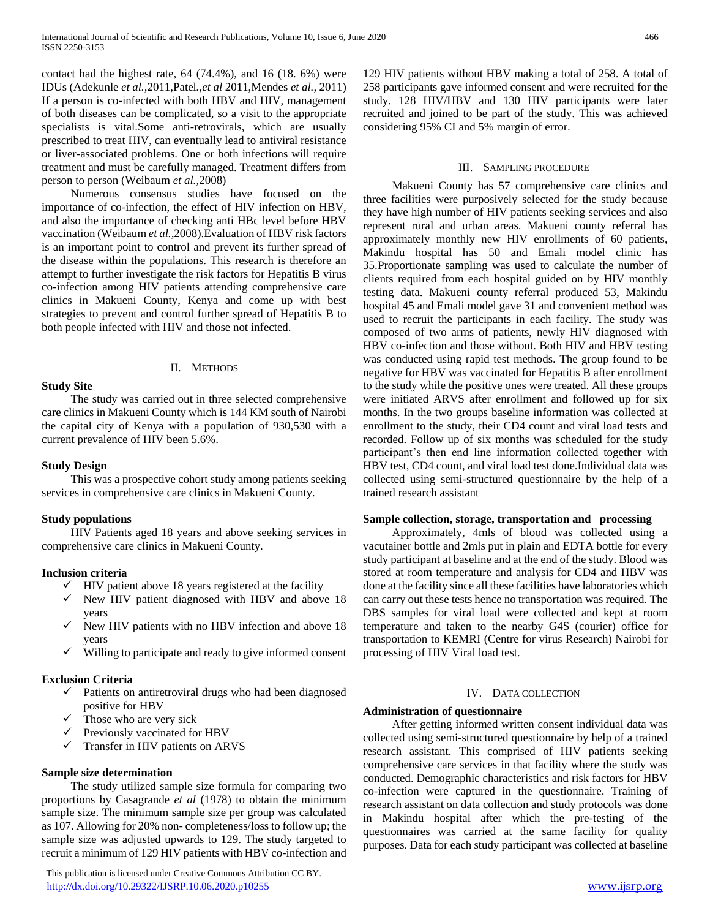contact had the highest rate, 64 (74.4%), and 16 (18. 6%) were IDUs (Adekunle *et al.*,2011,Patel*.,et al* 2011,Mendes *et al.*, 2011) If a person is co-infected with both HBV and HIV, management of both diseases can be complicated, so a visit to the appropriate specialists is vital.Some anti-retrovirals, which are usually prescribed to treat HIV, can eventually lead to antiviral resistance or liver-associated problems. One or both infections will require treatment and must be carefully managed. Treatment differs from person to person (Weibaum *et al.*,2008)

Numerous consensus studies have focused on the importance of co-infection, the effect of HIV infection on HBV, and also the importance of checking anti HBc level before HBV vaccination (Weibaum *et al.*,2008).Evaluation of HBV risk factors is an important point to control and prevent its further spread of the disease within the populations. This research is therefore an attempt to further investigate the risk factors for Hepatitis B virus co-infection among HIV patients attending comprehensive care clinics in Makueni County, Kenya and come up with best strategies to prevent and control further spread of Hepatitis B to both people infected with HIV and those not infected.

## II. Methods

**Study Site**

The study was carried out in three selected comprehensive care clinics in Makueni County which is 144 KM south of Nairobi the capital city of Kenya with a population of 930,530 with a current prevalence of HIV been 5.6%.

**Study Design**

This was a prospective cohort study among patients seeking services in comprehensive care clinics in Makueni County.

**Study populations**

HIV Patients aged 18 years and above seeking services in comprehensive care clinics in Makueni County.

**Inclusion criteria**

- ✓ HIV patient above 18 years registered at the facility
- ✓ New HIV patient diagnosed with HBV and above 18 years
- ✓ New HIV patients with no HBV infection and above 18 years
- ✓ Willing to participate and ready to give informed consent

**Exclusion Criteria**

- ✓ Patients on antiretroviral drugs who had been diagnosed positive for HBV
- ✓ Those who are very sick
- ✓ Previously vaccinated for HBV
- ✓ Transfer in HIV patients on ARVS

**Sample size determination**

The study utilized sample size formula for comparing two proportions by Casagrande *et al* (1978) to obtain the minimum sample size. The minimum sample size per group was calculated as 107. Allowing for 20% non- completeness/loss to follow up; the sample size was adjusted upwards to 129. The study targeted to recruit a minimum of 129 HIV patients with HBV co-infection and 129 HIV patients without HBV making a total of 258. A total of 258 participants gave informed consent and were recruited for the study. 128 HIV/HBV and 130 HIV participants were later recruited and joined to be part of the study. This was achieved considering 95% CI and 5% margin of error.

## III. Sampling procedure

Makueni County has 57 comprehensive care clinics and three facilities were purposively selected for the study because they have high number of HIV patients seeking services and also represent rural and urban areas. Makueni county referral has approximately monthly new HIV enrollments of 60 patients, Makindu hospital has 50 and Emali model clinic has 35.Proportionate sampling was used to calculate the number of clients required from each hospital guided on by HIV monthly testing data. Makueni county referral produced 53, Makindu hospital 45 and Emali model gave 31 and convenient method was used to recruit the participants in each facility. The study was composed of two arms of patients, newly HIV diagnosed with HBV co-infection and those without. Both HIV and HBV testing was conducted using rapid test methods. The group found to be negative for HBV was vaccinated for Hepatitis B after enrollment to the study while the positive ones were treated. All these groups were initiated ARVS after enrollment and followed up for six months. In the two groups baseline information was collected at enrollment to the study, their CD4 count and viral load tests and recorded. Follow up of six months was scheduled for the study participant's then end line information collected together with HBV test, CD4 count, and viral load test done.Individual data was collected using semi-structured questionnaire by the help of a trained research assistant

**Sample collection, storage, transportation and processing**

Approximately, 4mls of blood was collected using a vacutainer bottle and 2mls put in plain and EDTA bottle for every study participant at baseline and at the end of the study. Blood was stored at room temperature and analysis for CD4 and HBV was done at the facility since all these facilities have laboratories which can carry out these tests hence no transportation was required. The DBS samples for viral load were collected and kept at room temperature and taken to the nearby G4S (courier) office for transportation to KEMRI (Centre for virus Research) Nairobi for processing of HIV Viral load test.

## IV. Data collection

**Administration of questionnaire**

After getting informed written consent individual data was collected using semi-structured questionnaire by help of a trained research assistant. This comprised of HIV patients seeking comprehensive care services in that facility where the study was conducted. Demographic characteristics and risk factors for HBV co-infection were captured in the questionnaire. Training of research assistant on data collection and study protocols was done in Makindu hospital after which the pre-testing of the questionnaires was carried at the same facility for quality purposes. Data for each study participant was collected at baseline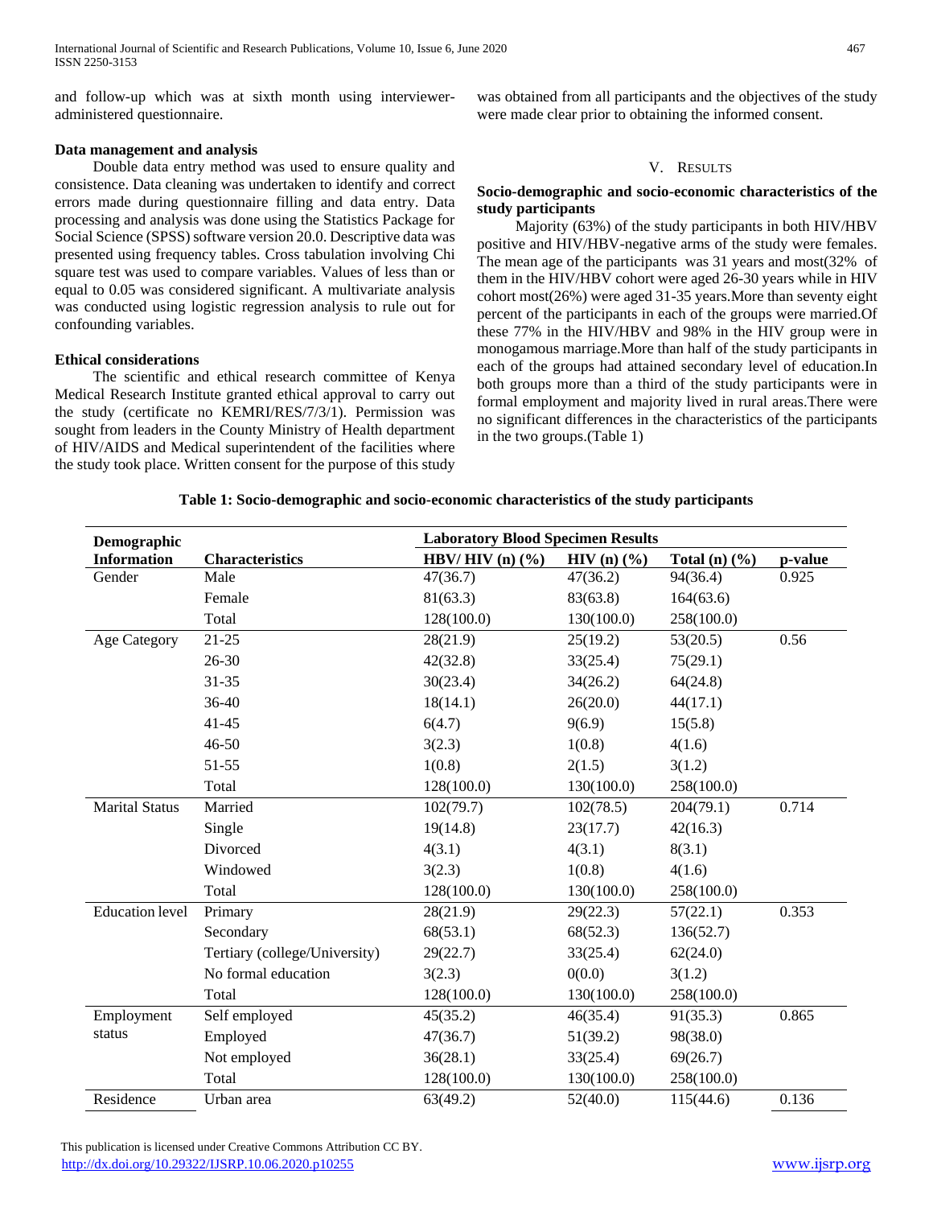and follow-up which was at sixth month using interviewer-administered questionnaire.

### Data management and analysis

Double data entry method was used to ensure quality and consistence. Data cleaning was undertaken to identify and correct errors made during questionnaire filling and data entry. Data processing and analysis was done using the Statistics Package for Social Science (SPSS) software version 20.0. Descriptive data was presented using frequency tables. Cross tabulation involving Chi square test was used to compare variables. Values of less than or equal to 0.05 was considered significant. A multivariate analysis was conducted using logistic regression analysis to rule out for confounding variables.

### Ethical considerations

The scientific and ethical research committee of Kenya Medical Research Institute granted ethical approval to carry out the study (certificate no KEMRI/RES/7/3/1). Permission was sought from leaders in the County Ministry of Health department of HIV/AIDS and Medical superintendent of the facilities where the study took place. Written consent for the purpose of this study was obtained from all participants and the objectives of the study were made clear prior to obtaining the informed consent.

## V. Results

### Socio-demographic and socio-economic characteristics of the study participants

Majority (63%) of the study participants in both HIV/HBV positive and HIV/HBV-negative arms of the study were females. The mean age of the participants was 31 years and most(32% of them in the HIV/HBV cohort were aged 26-30 years while in HIV cohort most(26%) were aged 31-35 years.More than seventy eight percent of the participants in each of the groups were married.Of these 77% in the HIV/HBV and 98% in the HIV group were in monogamous marriage.More than half of the study participants in each of the groups had attained secondary level of education.In both groups more than a third of the study participants were in formal employment and majority lived in rural areas.There were no significant differences in the characteristics of the participants in the two groups.(Table 1)

**Table 1: Socio-demographic and socio-economic characteristics of the study participants**

| Demographic Information | Characteristics | Laboratory Blood Specimen Results | | | |
|---|---|---|---|---|---|
| | | **HBV/ HIV (n) (%)** | **HIV (n) (%)** | **Total (n) (%)** | **p-value** |
| Gender | Male | 47(36.7) | 47(36.2) | 94(36.4) | 0.925 |
| | Female | 81(63.3) | 83(63.8) | 164(63.6) | |
| | Total | 128(100.0) | 130(100.0) | 258(100.0) | |
| Age Category | 21-25 | 28(21.9) | 25(19.2) | 53(20.5) | 0.56 |
| | 26-30 | 42(32.8) | 33(25.4) | 75(29.1) | |
| | 31-35 | 30(23.4) | 34(26.2) | 64(24.8) | |
| | 36-40 | 18(14.1) | 26(20.0) | 44(17.1) | |
| | 41-45 | 6(4.7) | 9(6.9) | 15(5.8) | |
| | 46-50 | 3(2.3) | 1(0.8) | 4(1.6) | |
| | 51-55 | 1(0.8) | 2(1.5) | 3(1.2) | |
| | Total | 128(100.0) | 130(100.0) | 258(100.0) | |
| Marital Status | Married | 102(79.7) | 102(78.5) | 204(79.1) | 0.714 |
| | Single | 19(14.8) | 23(17.7) | 42(16.3) | |
| | Divorced | 4(3.1) | 4(3.1) | 8(3.1) | |
| | Windowed | 3(2.3) | 1(0.8) | 4(1.6) | |
| | Total | 128(100.0) | 130(100.0) | 258(100.0) | |
| Education level | Primary | 28(21.9) | 29(22.3) | 57(22.1) | 0.353 |
| | Secondary | 68(53.1) | 68(52.3) | 136(52.7) | |
| | Tertiary (college/University) | 29(22.7) | 33(25.4) | 62(24.0) | |
| | No formal education | 3(2.3) | 0(0.0) | 3(1.2) | |
| | Total | 128(100.0) | 130(100.0) | 258(100.0) | |
| Employment status | Self employed | 45(35.2) | 46(35.4) | 91(35.3) | 0.865 |
| | Employed | 47(36.7) | 51(39.2) | 98(38.0) | |
| | Not employed | 36(28.1) | 33(25.4) | 69(26.7) | |
| | Total | 128(100.0) | 130(100.0) | 258(100.0) | |
| Residence | Urban area | 63(49.2) | 52(40.0) | 115(44.6) | 0.136 |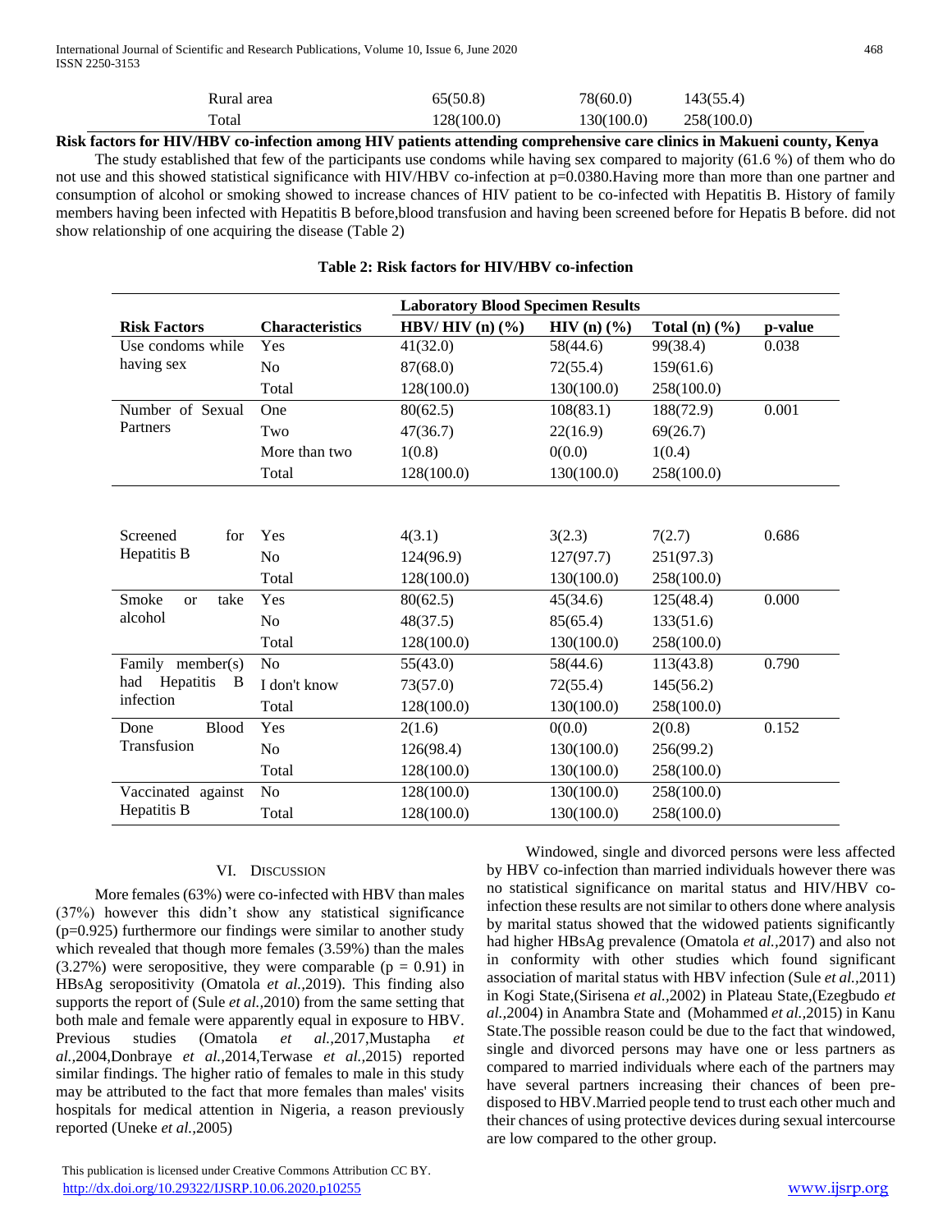| | | | |
|---|---|---|---|
| Rural area | 65(50.8) | 78(60.0) | 143(55.4) |
| Total | 128(100.0) | 130(100.0) | 258(100.0) |

**Risk factors for HIV/HBV co-infection among HIV patients attending comprehensive care clinics in Makueni county, Kenya**

The study established that few of the participants use condoms while having sex compared to majority (61.6 %) of them who do not use and this showed statistical significance with HIV/HBV co-infection at p=0.0380.Having more than more than one partner and consumption of alcohol or smoking showed to increase chances of HIV patient to be co-infected with Hepatitis B. History of family members having been infected with Hepatitis B before,blood transfusion and having been screened before for Hepatis B before. did not show relationship of one acquiring the disease (Table 2)

**Table 2: Risk factors for HIV/HBV co-infection**

| | | Laboratory Blood Specimen Results | | | |
|---|---|---|---|---|---|
| **Risk Factors** | **Characteristics** | **HBV/ HIV (n) (%)** | **HIV (n) (%)** | **Total (n) (%)** | **p-value** |
| Use condoms while having sex | Yes | 41(32.0) | 58(44.6) | 99(38.4) | 0.038 |
| | No | 87(68.0) | 72(55.4) | 159(61.6) | |
| | Total | 128(100.0) | 130(100.0) | 258(100.0) | |
| Number of Sexual Partners | One | 80(62.5) | 108(83.1) | 188(72.9) | 0.001 |
| | Two | 47(36.7) | 22(16.9) | 69(26.7) | |
| | More than two | 1(0.8) | 0(0.0) | 1(0.4) | |
| | Total | 128(100.0) | 130(100.0) | 258(100.0) | |
| Screened for Hepatitis B | Yes | 4(3.1) | 3(2.3) | 7(2.7) | 0.686 |
| | No | 124(96.9) | 127(97.7) | 251(97.3) | |
| | Total | 128(100.0) | 130(100.0) | 258(100.0) | |
| Smoke or take alcohol | Yes | 80(62.5) | 45(34.6) | 125(48.4) | 0.000 |
| | No | 48(37.5) | 85(65.4) | 133(51.6) | |
| | Total | 128(100.0) | 130(100.0) | 258(100.0) | |
| Family member(s) had Hepatitis B infection | No | 55(43.0) | 58(44.6) | 113(43.8) | 0.790 |
| | I don't know | 73(57.0) | 72(55.4) | 145(56.2) | |
| | Total | 128(100.0) | 130(100.0) | 258(100.0) | |
| Done Blood Transfusion | Yes | 2(1.6) | 0(0.0) | 2(0.8) | 0.152 |
| | No | 126(98.4) | 130(100.0) | 256(99.2) | |
| | Total | 128(100.0) | 130(100.0) | 258(100.0) | |
| Vaccinated against Hepatitis B | No | 128(100.0) | 130(100.0) | 258(100.0) | |
| | Total | 128(100.0) | 130(100.0) | 258(100.0) | |

## VI. Discussion

More females (63%) were co-infected with HBV than males (37%) however this didn't show any statistical significance (p=0.925) furthermore our findings were similar to another study which revealed that though more females (3.59%) than the males (3.27%) were seropositive, they were comparable (p = 0.91) in HBsAg seropositivity (Omatola *et al.,*2019). This finding also supports the report of (Sule *et al.,*2010) from the same setting that both male and female were apparently equal in exposure to HBV. Previous studies (Omatola *et al.,*2017,Mustapha *et al.,*2004,Donbraye *et al.,*2014,Terwase *et al.,*2015) reported similar findings. The higher ratio of females to male in this study may be attributed to the fact that more females than males' visits hospitals for medical attention in Nigeria, a reason previously reported (Uneke *et al.,*2005)

Windowed, single and divorced persons were less affected by HBV co-infection than married individuals however there was no statistical significance on marital status and HIV/HBV co-infection these results are not similar to others done where analysis by marital status showed that the widowed patients significantly had higher HBsAg prevalence (Omatola *et al.,*2017) and also not in conformity with other studies which found significant association of marital status with HBV infection (Sule *et al.,*2011) in Kogi State,(Sirisena *et al.,*2002) in Plateau State,(Ezegbudo *et al.,*2004) in Anambra State and (Mohammed *et al.,*2015) in Kanu State.The possible reason could be due to the fact that windowed, single and divorced persons may have one or less partners as compared to married individuals where each of the partners may have several partners increasing their chances of been pre-disposed to HBV.Married people tend to trust each other much and their chances of using protective devices during sexual intercourse are low compared to the other group.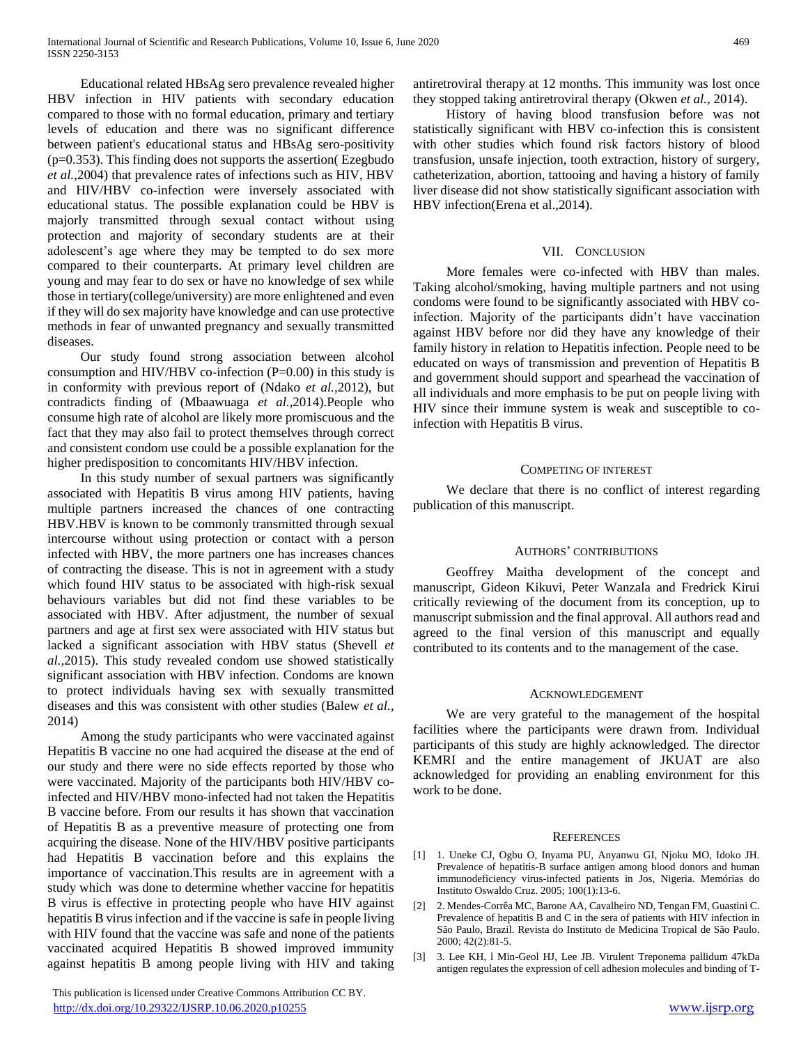Educational related HBsAg sero prevalence revealed higher HBV infection in HIV patients with secondary education compared to those with no formal education, primary and tertiary levels of education and there was no significant difference between patient's educational status and HBsAg sero-positivity (p=0.353). This finding does not supports the assertion( Ezegbudo *et al.*,2004) that prevalence rates of infections such as HIV, HBV and HIV/HBV co-infection were inversely associated with educational status. The possible explanation could be HBV is majorly transmitted through sexual contact without using protection and majority of secondary students are at their adolescent's age where they may be tempted to do sex more compared to their counterparts. At primary level children are young and may fear to do sex or have no knowledge of sex while those in tertiary(college/university) are more enlightened and even if they will do sex majority have knowledge and can use protective methods in fear of unwanted pregnancy and sexually transmitted diseases.

Our study found strong association between alcohol consumption and HIV/HBV co-infection (P=0.00) in this study is in conformity with previous report of (Ndako *et al.*,2012), but contradicts finding of (Mbaawuaga *et al.*,2014).People who consume high rate of alcohol are likely more promiscuous and the fact that they may also fail to protect themselves through correct and consistent condom use could be a possible explanation for the higher predisposition to concomitants HIV/HBV infection.

In this study number of sexual partners was significantly associated with Hepatitis B virus among HIV patients, having multiple partners increased the chances of one contracting HBV.HBV is known to be commonly transmitted through sexual intercourse without using protection or contact with a person infected with HBV, the more partners one has increases chances of contracting the disease. This is not in agreement with a study which found HIV status to be associated with high-risk sexual behaviours variables but did not find these variables to be associated with HBV. After adjustment, the number of sexual partners and age at first sex were associated with HIV status but lacked a significant association with HBV status (Shevell *et al.*,2015). This study revealed condom use showed statistically significant association with HBV infection. Condoms are known to protect individuals having sex with sexually transmitted diseases and this was consistent with other studies (Balew *et al.*, 2014)

Among the study participants who were vaccinated against Hepatitis B vaccine no one had acquired the disease at the end of our study and there were no side effects reported by those who were vaccinated. Majority of the participants both HIV/HBV co-infected and HIV/HBV mono-infected had not taken the Hepatitis B vaccine before. From our results it has shown that vaccination of Hepatitis B as a preventive measure of protecting one from acquiring the disease. None of the HIV/HBV positive participants had Hepatitis B vaccination before and this explains the importance of vaccination.This results are in agreement with a study which was done to determine whether vaccine for hepatitis B virus is effective in protecting people who have HIV against hepatitis B virus infection and if the vaccine is safe in people living with HIV found that the vaccine was safe and none of the patients vaccinated acquired Hepatitis B showed improved immunity against hepatitis B among people living with HIV and taking antiretroviral therapy at 12 months. This immunity was lost once they stopped taking antiretroviral therapy (Okwen *et al.*, 2014).

History of having blood transfusion before was not statistically significant with HBV co-infection this is consistent with other studies which found risk factors history of blood transfusion, unsafe injection, tooth extraction, history of surgery, catheterization, abortion, tattooing and having a history of family liver disease did not show statistically significant association with HBV infection(Erena et al.,2014).

## VII. Conclusion

More females were co-infected with HBV than males. Taking alcohol/smoking, having multiple partners and not using condoms were found to be significantly associated with HBV co-infection. Majority of the participants didn't have vaccination against HBV before nor did they have any knowledge of their family history in relation to Hepatitis infection. People need to be educated on ways of transmission and prevention of Hepatitis B and government should support and spearhead the vaccination of all individuals and more emphasis to be put on people living with HIV since their immune system is weak and susceptible to co-infection with Hepatitis B virus.

## Competing of interest

We declare that there is no conflict of interest regarding publication of this manuscript.

## Authors' contributions

Geoffrey Maitha development of the concept and manuscript, Gideon Kikuvi, Peter Wanzala and Fredrick Kirui critically reviewing of the document from its conception, up to manuscript submission and the final approval. All authors read and agreed to the final version of this manuscript and equally contributed to its contents and to the management of the case.

## Acknowledgement

We are very grateful to the management of the hospital facilities where the participants were drawn from. Individual participants of this study are highly acknowledged. The director KEMRI and the entire management of JKUAT are also acknowledged for providing an enabling environment for this work to be done.

## References

[1] 1. Uneke CJ, Ogbu O, Inyama PU, Anyanwu GI, Njoku MO, Idoko JH. Prevalence of hepatitis-B surface antigen among blood donors and human immunodeficiency virus-infected patients in Jos, Nigeria. Memórias do Instituto Oswaldo Cruz. 2005; 100(1):13-6.

[2] 2. Mendes-Corrêa MC, Barone AA, Cavalheiro ND, Tengan FM, Guastini C. Prevalence of hepatitis B and C in the sera of patients with HIV infection in São Paulo, Brazil. Revista do Instituto de Medicina Tropical de São Paulo. 2000; 42(2):81-5.

[3] 3. Lee KH, l Min-Geol HJ, Lee JB. Virulent Treponema pallidum 47kDa antigen regulates the expression of cell adhesion molecules and binding of T-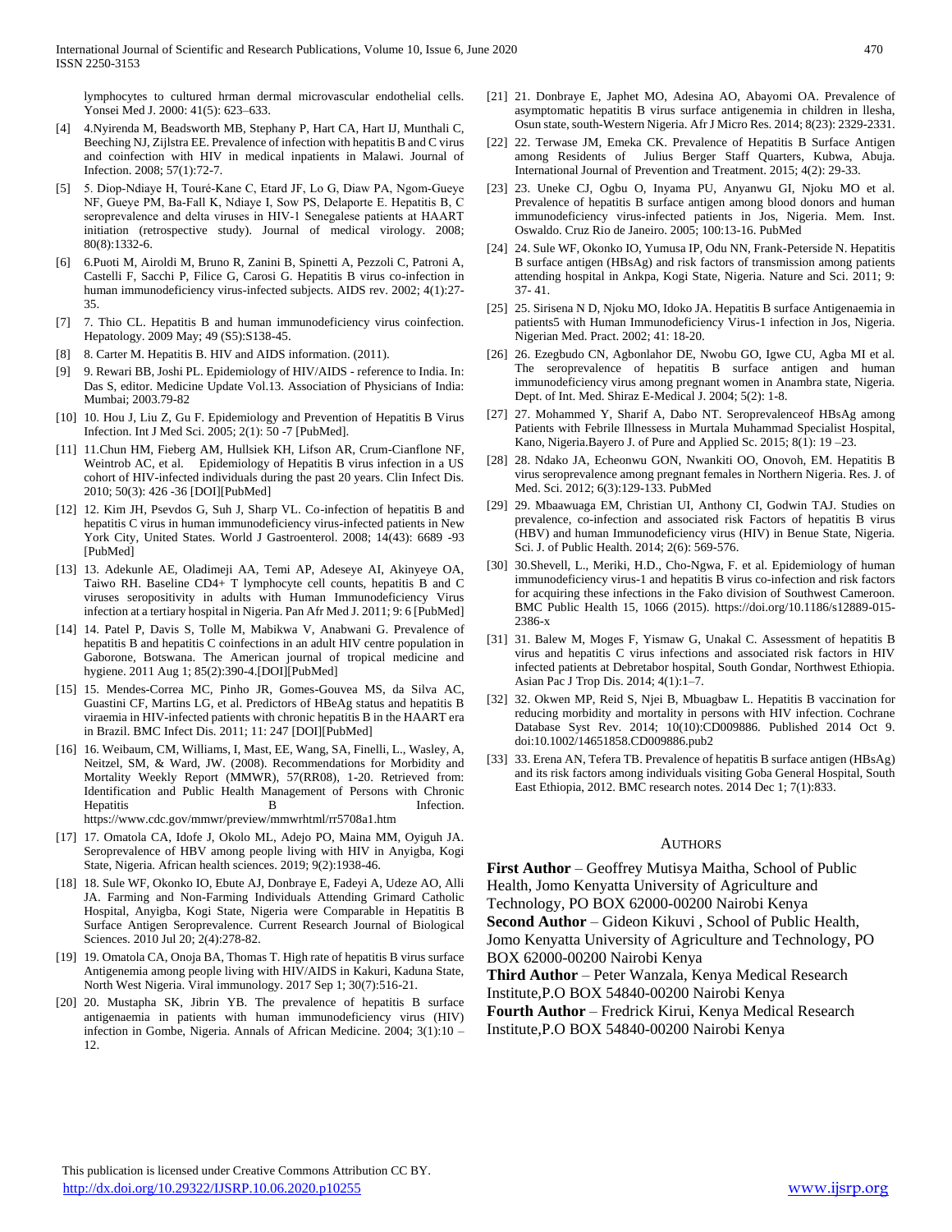lymphocytes to cultured hrman dermal microvascular endothelial cells. Yonsei Med J. 2000: 41(5): 623–633.

[4] 4.Nyirenda M, Beadsworth MB, Stephany P, Hart CA, Hart IJ, Munthali C, Beeching NJ, Zijlstra EE. Prevalence of infection with hepatitis B and C virus and coinfection with HIV in medical inpatients in Malawi. Journal of Infection. 2008; 57(1):72-7.

[5] 5. Diop-Ndiaye H, Touré-Kane C, Etard JF, Lo G, Diaw PA, Ngom-Gueye NF, Gueye PM, Ba-Fall K, Ndiaye I, Sow PS, Delaporte E. Hepatitis B, C seroprevalence and delta viruses in HIV-1 Senegalese patients at HAART initiation (retrospective study). Journal of medical virology. 2008; 80(8):1332-6.

[6] 6.Puoti M, Airoldi M, Bruno R, Zanini B, Spinetti A, Pezzoli C, Patroni A, Castelli F, Sacchi P, Filice G, Carosi G. Hepatitis B virus co-infection in human immunodeficiency virus-infected subjects. AIDS rev. 2002; 4(1):27-35.

[7] 7. Thio CL. Hepatitis B and human immunodeficiency virus coinfection. Hepatology. 2009 May; 49 (S5):S138-45.

[8] 8. Carter M. Hepatitis B. HIV and AIDS information. (2011).

[9] 9. Rewari BB, Joshi PL. Epidemiology of HIV/AIDS - reference to India. In: Das S, editor. Medicine Update Vol.13. Association of Physicians of India: Mumbai; 2003.79-82

[10] 10. Hou J, Liu Z, Gu F. Epidemiology and Prevention of Hepatitis B Virus Infection. Int J Med Sci. 2005; 2(1): 50 -7 [PubMed].

[11] 11.Chun HM, Fieberg AM, Hullsiek KH, Lifson AR, Crum-Cianflone NF, Weintrob AC, et al. Epidemiology of Hepatitis B virus infection in a US cohort of HIV-infected individuals during the past 20 years. Clin Infect Dis. 2010; 50(3): 426 -36 [DOI][PubMed]

[12] 12. Kim JH, Psevdos G, Suh J, Sharp VL. Co-infection of hepatitis B and hepatitis C virus in human immunodeficiency virus-infected patients in New York City, United States. World J Gastroenterol. 2008; 14(43): 6689 -93 [PubMed]

[13] 13. Adekunle AE, Oladimeji AA, Temi AP, Adeseye AI, Akinyeye OA, Taiwo RH. Baseline CD4+ T lymphocyte cell counts, hepatitis B and C viruses seropositivity in adults with Human Immunodeficiency Virus infection at a tertiary hospital in Nigeria. Pan Afr Med J. 2011; 9: 6 [PubMed]

[14] 14. Patel P, Davis S, Tolle M, Mabikwa V, Anabwani G. Prevalence of hepatitis B and hepatitis C coinfections in an adult HIV centre population in Gaborone, Botswana. The American journal of tropical medicine and hygiene. 2011 Aug 1; 85(2):390-4.[DOI][PubMed]

[15] 15. Mendes-Correa MC, Pinho JR, Gomes-Gouvea MS, da Silva AC, Guastini CF, Martins LG, et al. Predictors of HBeAg status and hepatitis B viraemia in HIV-infected patients with chronic hepatitis B in the HAART era in Brazil. BMC Infect Dis. 2011; 11: 247 [DOI][PubMed]

[16] 16. Weibaum, CM, Williams, I, Mast, EE, Wang, SA, Finelli, L., Wasley, A, Neitzel, SM, & Ward, JW. (2008). Recommendations for Morbidity and Mortality Weekly Report (MMWR), 57(RR08), 1-20. Retrieved from: Identification and Public Health Management of Persons with Chronic Hepatitis B Infection. https://www.cdc.gov/mmwr/preview/mmwrhtml/rr5708a1.htm

[17] 17. Omatola CA, Idofe J, Okolo ML, Adejo PO, Maina MM, Oyiguh JA. Seroprevalence of HBV among people living with HIV in Anyigba, Kogi State, Nigeria. African health sciences. 2019; 9(2):1938-46.

[18] 18. Sule WF, Okonko IO, Ebute AJ, Donbraye E, Fadeyi A, Udeze AO, Alli JA. Farming and Non-Farming Individuals Attending Grimard Catholic Hospital, Anyigba, Kogi State, Nigeria were Comparable in Hepatitis B Surface Antigen Seroprevalence. Current Research Journal of Biological Sciences. 2010 Jul 20; 2(4):278-82.

[19] 19. Omatola CA, Onoja BA, Thomas T. High rate of hepatitis B virus surface Antigenemia among people living with HIV/AIDS in Kakuri, Kaduna State, North West Nigeria. Viral immunology. 2017 Sep 1; 30(7):516-21.

[20] 20. Mustapha SK, Jibrin YB. The prevalence of hepatitis B surface antigenaemia in patients with human immunodeficiency virus (HIV) infection in Gombe, Nigeria. Annals of African Medicine. 2004; 3(1):10 – 12.

[21] 21. Donbraye E, Japhet MO, Adesina AO, Abayomi OA. Prevalence of asymptomatic hepatitis B virus surface antigenemia in children in llesha, Osun state, south-Western Nigeria. Afr J Micro Res. 2014; 8(23): 2329-2331.

[22] 22. Terwase JM, Emeka CK. Prevalence of Hepatitis B Surface Antigen among Residents of Julius Berger Staff Quarters, Kubwa, Abuja. International Journal of Prevention and Treatment. 2015; 4(2): 29-33.

[23] 23. Uneke CJ, Ogbu O, Inyama PU, Anyanwu GI, Njoku MO et al. Prevalence of hepatitis B surface antigen among blood donors and human immunodeficiency virus-infected patients in Jos, Nigeria. Mem. Inst. Oswaldo. Cruz Rio de Janeiro. 2005; 100:13-16. PubMed

[24] 24. Sule WF, Okonko IO, Yumusa IP, Odu NN, Frank-Peterside N. Hepatitis B surface antigen (HBsAg) and risk factors of transmission among patients attending hospital in Ankpa, Kogi State, Nigeria. Nature and Sci. 2011; 9: 37- 41.

[25] 25. Sirisena N D, Njoku MO, Idoko JA. Hepatitis B surface Antigenaemia in patients5 with Human Immunodeficiency Virus-1 infection in Jos, Nigeria. Nigerian Med. Pract. 2002; 41: 18-20.

[26] 26. Ezegbudo CN, Agbonlahor DE, Nwobu GO, Igwe CU, Agba MI et al. The seroprevalence of hepatitis B surface antigen and human immunodeficiency virus among pregnant women in Anambra state, Nigeria. Dept. of Int. Med. Shiraz E-Medical J. 2004; 5(2): 1-8.

[27] 27. Mohammed Y, Sharif A, Dabo NT. Seroprevalenceof HBsAg among Patients with Febrile Illnessess in Murtala Muhammad Specialist Hospital, Kano, Nigeria.Bayero J. of Pure and Applied Sc. 2015; 8(1): 19 –23.

[28] 28. Ndako JA, Echeonwu GON, Nwankiti OO, Onovoh, EM. Hepatitis B virus seroprevalence among pregnant females in Northern Nigeria. Res. J. of Med. Sci. 2012; 6(3):129-133. PubMed

[29] 29. Mbaawuaga EM, Christian UI, Anthony CI, Godwin TAJ. Studies on prevalence, co-infection and associated risk Factors of hepatitis B virus (HBV) and human Immunodeficiency virus (HIV) in Benue State, Nigeria. Sci. J. of Public Health. 2014; 2(6): 569-576.

[30] 30.Shevell, L., Meriki, H.D., Cho-Ngwa, F. et al. Epidemiology of human immunodeficiency virus-1 and hepatitis B virus co-infection and risk factors for acquiring these infections in the Fako division of Southwest Cameroon. BMC Public Health 15, 1066 (2015). https://doi.org/10.1186/s12889-015-2386-x

[31] 31. Balew M, Moges F, Yismaw G, Unakal C. Assessment of hepatitis B virus and hepatitis C virus infections and associated risk factors in HIV infected patients at Debretabor hospital, South Gondar, Northwest Ethiopia. Asian Pac J Trop Dis. 2014; 4(1):1–7.

[32] 32. Okwen MP, Reid S, Njei B, Mbuagbaw L. Hepatitis B vaccination for reducing morbidity and mortality in persons with HIV infection. Cochrane Database Syst Rev. 2014; 10(10):CD009886. Published 2014 Oct 9. doi:10.1002/14651858.CD009886.pub2

[33] 33. Erena AN, Tefera TB. Prevalence of hepatitis B surface antigen (HBsAg) and its risk factors among individuals visiting Goba General Hospital, South East Ethiopia, 2012. BMC research notes. 2014 Dec 1; 7(1):833.

## AUTHORS

**First Author** – Geoffrey Mutisya Maitha, School of Public Health, Jomo Kenyatta University of Agriculture and Technology, PO BOX 62000-00200 Nairobi Kenya

**Second Author** – Gideon Kikuvi , School of Public Health, Jomo Kenyatta University of Agriculture and Technology, PO BOX 62000-00200 Nairobi Kenya

**Third Author** – Peter Wanzala, Kenya Medical Research Institute,P.O BOX 54840-00200 Nairobi Kenya

**Fourth Author** – Fredrick Kirui, Kenya Medical Research Institute,P.O BOX 54840-00200 Nairobi Kenya